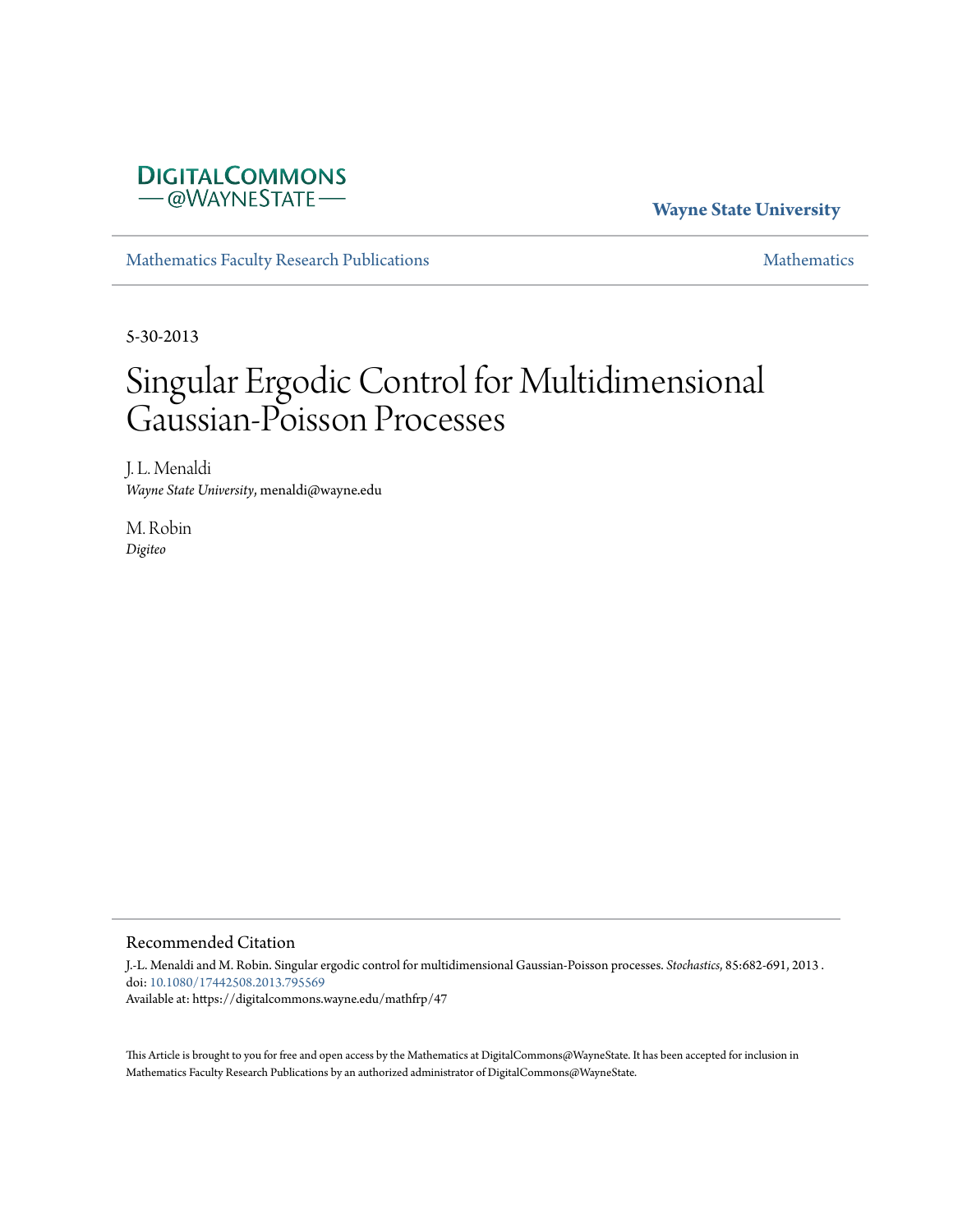DigitalCommons @WayneState

**Wayne State University**

Mathematics Faculty Research Publications

Mathematics

5-30-2013

# Singular Ergodic Control for Multidimensional Gaussian-Poisson Processes

J. L. Menaldi
*Wayne State University*, menaldi@wayne.edu

M. Robin
*Digiteo*

## Recommended Citation

J.-L. Menaldi and M. Robin. Singular ergodic control for multidimensional Gaussian-Poisson processes. *Stochastics*, 85:682-691, 2013 . doi: 10.1080/17442508.2013.795569
Available at: https://digitalcommons.wayne.edu/mathfrp/47

This Article is brought to you for free and open access by the Mathematics at DigitalCommons@WayneState. It has been accepted for inclusion in Mathematics Faculty Research Publications by an authorized administrator of DigitalCommons@WayneState.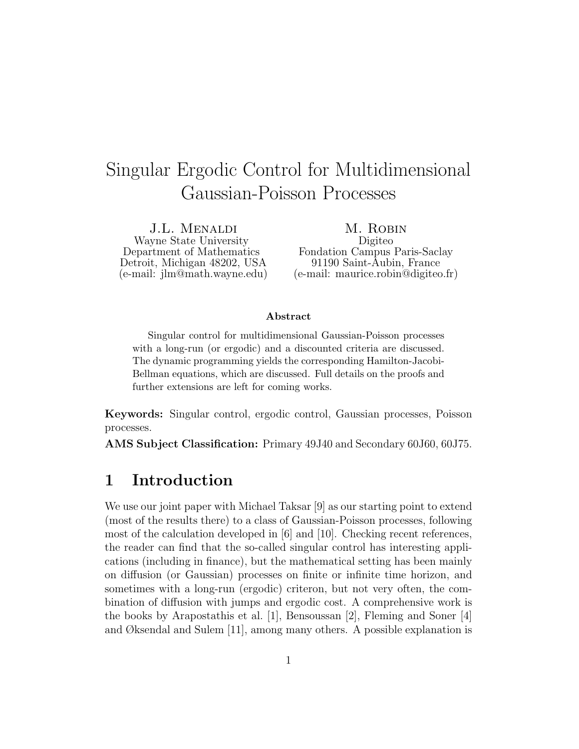# Singular Ergodic Control for Multidimensional Gaussian-Poisson Processes

J.L. Menaldi
Wayne State University
Department of Mathematics
Detroit, Michigan 48202, USA
(e-mail: jlm@math.wayne.edu)

M. Robin
Digiteo
Fondation Campus Paris-Saclay
91190 Saint-Aubin, France
(e-mail: maurice.robin@digiteo.fr)

**Abstract**

Singular control for multidimensional Gaussian-Poisson processes with a long-run (or ergodic) and a discounted criteria are discussed. The dynamic programming yields the corresponding Hamilton-Jacobi-Bellman equations, which are discussed. Full details on the proofs and further extensions are left for coming works.

**Keywords:** Singular control, ergodic control, Gaussian processes, Poisson processes.

**AMS Subject Classification:** Primary 49J40 and Secondary 60J60, 60J75.

## 1 Introduction

We use our joint paper with Michael Taksar [9] as our starting point to extend (most of the results there) to a class of Gaussian-Poisson processes, following most of the calculation developed in [6] and [10]. Checking recent references, the reader can find that the so-called singular control has interesting applications (including in finance), but the mathematical setting has been mainly on diffusion (or Gaussian) processes on finite or infinite time horizon, and sometimes with a long-run (ergodic) criteron, but not very often, the combination of diffusion with jumps and ergodic cost. A comprehensive work is the books by Arapostathis et al. [1], Bensoussan [2], Fleming and Soner [4] and Øksendal and Sulem [11], among many others. A possible explanation is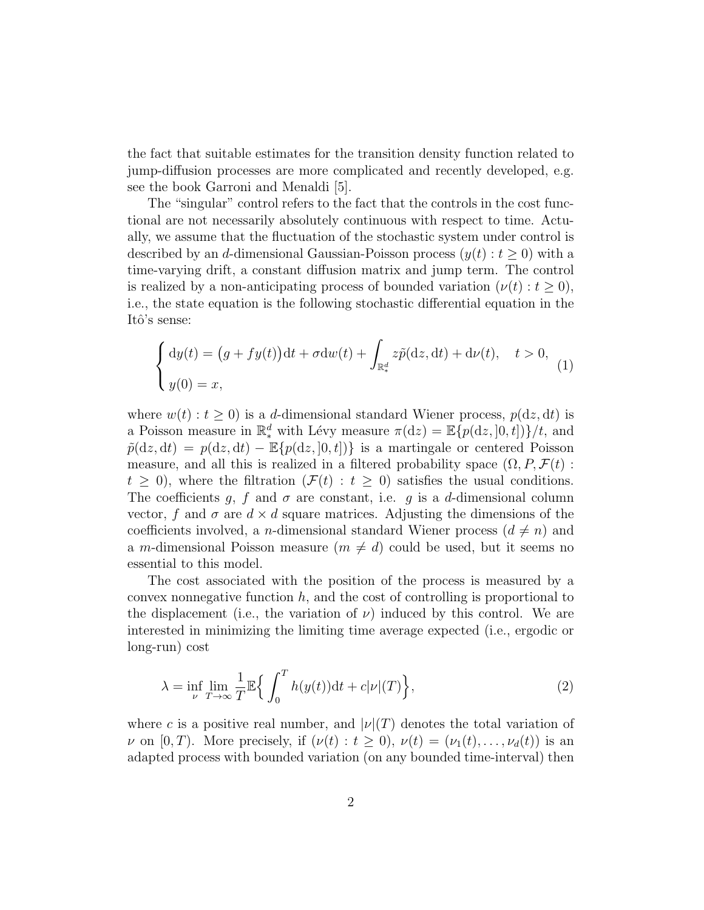the fact that suitable estimates for the transition density function related to jump-diffusion processes are more complicated and recently developed, e.g. see the book Garroni and Menaldi [5].

The "singular" control refers to the fact that the controls in the cost functional are not necessarily absolutely continuous with respect to time. Actually, we assume that the fluctuation of the stochastic system under control is described by an $d$-dimensional Gaussian-Poisson process $(y(t) : t \geq 0)$ with a time-varying drift, a constant diffusion matrix and jump term. The control is realized by a non-anticipating process of bounded variation $(\nu(t) : t \geq 0)$, i.e., the state equation is the following stochastic differential equation in the Itô's sense:

$$
\begin{cases} \mathrm{d}y(t) = \big(g + f y(t)\big)\mathrm{d}t + \sigma \mathrm{d}w(t) + \displaystyle\int_{\mathbb{R}^d_*} z\tilde{p}(\mathrm{d}z, \mathrm{d}t) + \mathrm{d}\nu(t), \quad t > 0, \\ y(0) = x, \end{cases} \tag{1}
$$

where $w(t) : t \geq 0)$ is a $d$-dimensional standard Wiener process, $p(\mathrm{d}z, \mathrm{d}t)$ is a Poisson measure in $\mathbb{R}^d_*$ with Lévy measure $\pi(\mathrm{d}z) = \mathbb{E}\{p(\mathrm{d}z, ]0, t])\}/t$, and $\tilde{p}(\mathrm{d}z, \mathrm{d}t) = p(\mathrm{d}z, \mathrm{d}t) - \mathbb{E}\{p(\mathrm{d}z, ]0, t])\}$ is a martingale or centered Poisson measure, and all this is realized in a filtered probability space $(\Omega, P, \mathcal{F}(t) : t \geq 0)$, where the filtration $(\mathcal{F}(t) : t \geq 0)$ satisfies the usual conditions. The coefficients $g$, $f$ and $\sigma$ are constant, i.e. $g$ is a $d$-dimensional column vector, $f$ and $\sigma$ are $d \times d$ square matrices. Adjusting the dimensions of the coefficients involved, a $n$-dimensional standard Wiener process ($d \neq n$) and a $m$-dimensional Poisson measure ($m \neq d$) could be used, but it seems no essential to this model.

The cost associated with the position of the process is measured by a convex nonnegative function $h$, and the cost of controlling is proportional to the displacement (i.e., the variation of $\nu$) induced by this control. We are interested in minimizing the limiting time average expected (i.e., ergodic or long-run) cost

$$
\lambda = \inf_{\nu} \lim_{T \to \infty} \frac{1}{T} \mathbb{E}\Big\{ \int_0^T h(y(t))\mathrm{d}t + c|\nu|(T) \Big\}, \tag{2}
$$

where $c$ is a positive real number, and $|\nu|(T)$ denotes the total variation of $\nu$ on $[0, T)$. More precisely, if $(\nu(t) : t \geq 0)$, $\nu(t) = (\nu_1(t), \ldots, \nu_d(t))$ is an adapted process with bounded variation (on any bounded time-interval) then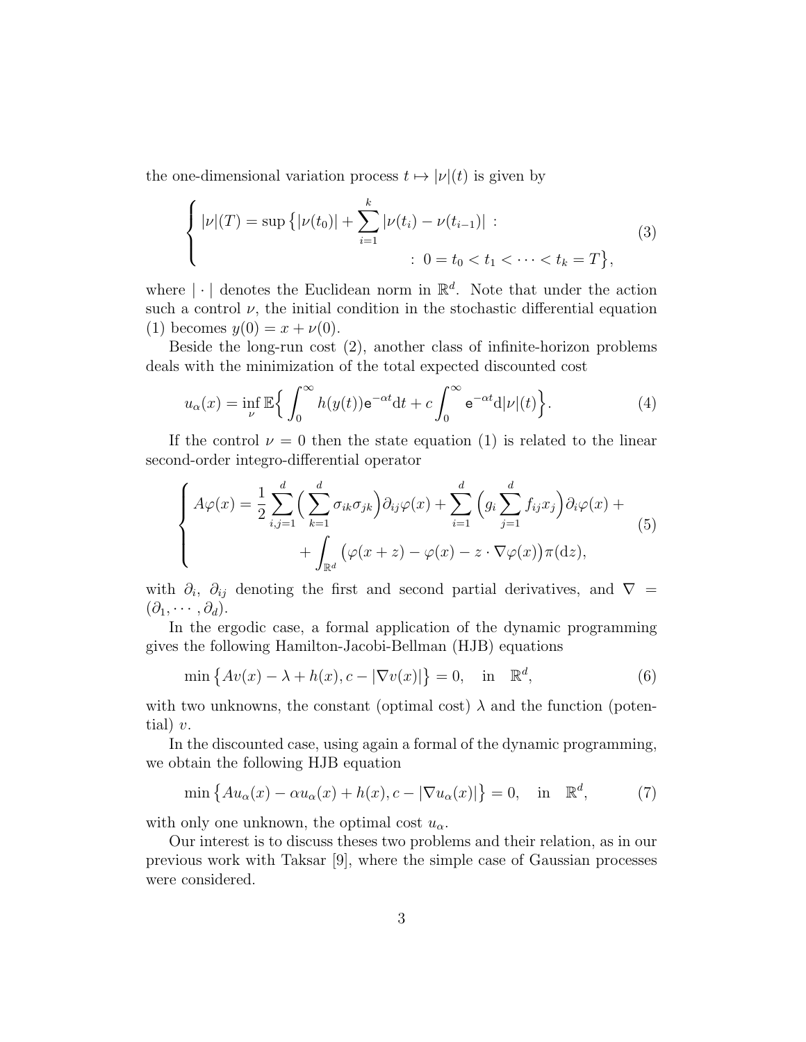the one-dimensional variation process $t \mapsto |\nu|(t)$ is given by

$$
\begin{cases} |\nu|(T) = \sup\big\{ |\nu(t_0)| + \displaystyle\sum_{i=1}^{k} |\nu(t_i) - \nu(t_{i-1})| \ : \\ \qquad\qquad\qquad\qquad\qquad : \ 0 = t_0 < t_1 < \cdots < t_k = T \big\}, \end{cases} \tag{3}
$$

where $|\cdot|$ denotes the Euclidean norm in $\mathbb{R}^d$. Note that under the action such a control $\nu$, the initial condition in the stochastic differential equation (1) becomes $y(0) = x + \nu(0)$.

Beside the long-run cost (2), another class of infinite-horizon problems deals with the minimization of the total expected discounted cost

$$
u_\alpha(x) = \inf_\nu \mathbb{E}\Big\{ \int_0^\infty h(y(t))\mathrm{e}^{-\alpha t}\mathrm{d}t + c\int_0^\infty \mathrm{e}^{-\alpha t}\mathrm{d}|\nu|(t) \Big\}. \tag{4}
$$

If the control $\nu = 0$ then the state equation (1) is related to the linear second-order integro-differential operator

$$
\begin{cases} A\varphi(x) = \dfrac{1}{2}\displaystyle\sum_{i,j=1}^{d}\Big(\sum_{k=1}^{d}\sigma_{ik}\sigma_{jk}\Big)\partial_{ij}\varphi(x) + \sum_{i=1}^{d}\Big(g_i\sum_{j=1}^{d} f_{ij}x_j\Big)\partial_i\varphi(x) + \\ \qquad\qquad + \displaystyle\int_{\mathbb{R}^d}\big(\varphi(x+z) - \varphi(x) - z\cdot\nabla\varphi(x)\big)\pi(\mathrm{d}z), \end{cases} \tag{5}
$$

with $\partial_i$, $\partial_{ij}$ denoting the first and second partial derivatives, and $\nabla = (\partial_1, \cdots, \partial_d)$.

In the ergodic case, a formal application of the dynamic programming gives the following Hamilton-Jacobi-Bellman (HJB) equations

$$
\min\big\{ Av(x) - \lambda + h(x), c - |\nabla v(x)| \big\} = 0, \quad \text{in} \quad \mathbb{R}^d, \tag{6}
$$

with two unknowns, the constant (optimal cost) $\lambda$ and the function (potential) $v$.

In the discounted case, using again a formal of the dynamic programming, we obtain the following HJB equation

$$
\min\big\{ Au_\alpha(x) - \alpha u_\alpha(x) + h(x), c - |\nabla u_\alpha(x)| \big\} = 0, \quad \text{in} \quad \mathbb{R}^d, \tag{7}
$$

with only one unknown, the optimal cost $u_\alpha$.

Our interest is to discuss theses two problems and their relation, as in our previous work with Taksar [9], where the simple case of Gaussian processes were considered.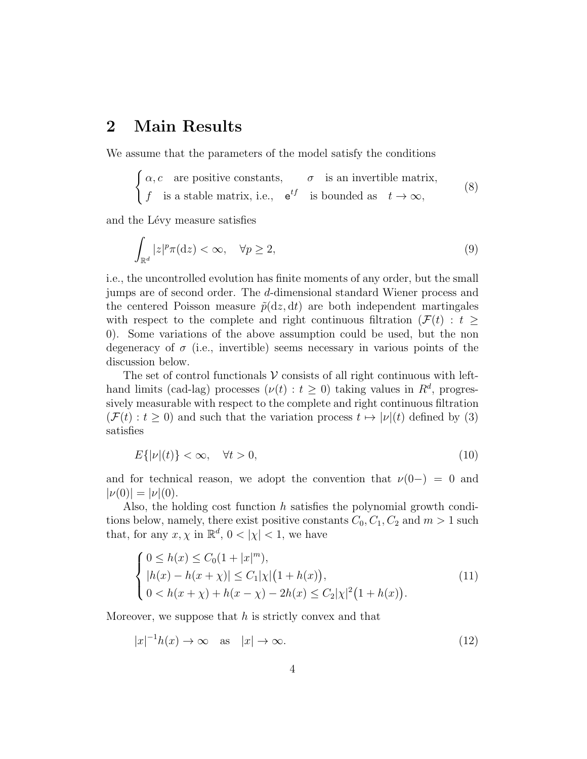## 2 Main Results

We assume that the parameters of the model satisfy the conditions

$$
\begin{cases} \alpha, c \quad \text{are positive constants,} \qquad \sigma \quad \text{is an invertible matrix,} \\ f \quad \text{is a stable matrix, i.e.,} \quad \mathsf{e}^{tf} \quad \text{is bounded as} \quad t \to \infty, \end{cases} \tag{8}
$$

and the Lévy measure satisfies

$$
\int_{\mathbb{R}^d} |z|^p \pi(\mathrm{d}z) < \infty, \quad \forall p \geq 2, \tag{9}
$$

i.e., the uncontrolled evolution has finite moments of any order, but the small jumps are of second order. The $d$-dimensional standard Wiener process and the centered Poisson measure $\tilde{p}(\mathrm{d}z, \mathrm{d}t)$ are both independent martingales with respect to the complete and right continuous filtration $(\mathcal{F}(t) : t \geq 0)$. Some variations of the above assumption could be used, but the non degeneracy of $\sigma$ (i.e., invertible) seems necessary in various points of the discussion below.

The set of control functionals $\mathcal{V}$ consists of all right continuous with left-hand limits (cad-lag) processes $(\nu(t) : t \geq 0)$ taking values in $R^d$, progressively measurable with respect to the complete and right continuous filtration $(\mathcal{F}(t) : t \geq 0)$ and such that the variation process $t \mapsto |\nu|(t)$ defined by (3) satisfies

$$
E\{|\nu|(t)\} < \infty, \quad \forall t > 0, \tag{10}
$$

and for technical reason, we adopt the convention that $\nu(0-) = 0$ and $|\nu(0)| = |\nu|(0)$.

Also, the holding cost function $h$ satisfies the polynomial growth conditions below, namely, there exist positive constants $C_0, C_1, C_2$ and $m > 1$ such that, for any $x, \chi$ in $\mathbb{R}^d$, $0 < |\chi| < 1$, we have

$$
\begin{cases} 0 \leq h(x) \leq C_0(1 + |x|^m), \\ |h(x) - h(x + \chi)| \leq C_1 |\chi| \big(1 + h(x)\big), \\ 0 < h(x + \chi) + h(x - \chi) - 2h(x) \leq C_2 |\chi|^2 \big(1 + h(x)\big). \end{cases} \tag{11}
$$

Moreover, we suppose that $h$ is strictly convex and that

$$
|x|^{-1} h(x) \to \infty \quad \text{as} \quad |x| \to \infty. \tag{12}
$$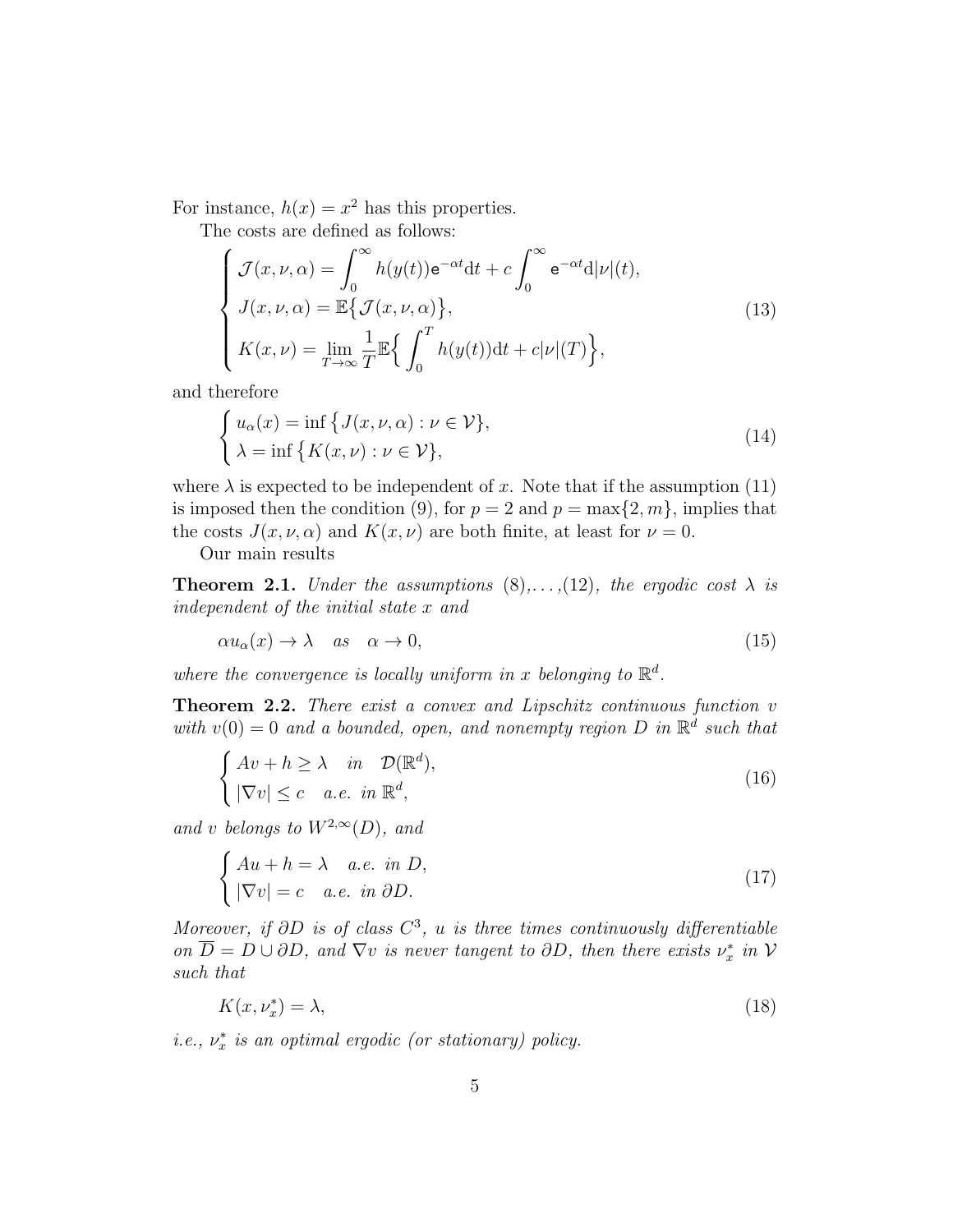For instance, $h(x) = x^2$ has this properties.

The costs are defined as follows:

$$
\begin{cases}
\mathcal{J}(x,\nu,\alpha) = \displaystyle\int_0^\infty h(y(t))\mathsf{e}^{-\alpha t}\mathrm{d}t + c\int_0^\infty \mathsf{e}^{-\alpha t}\mathrm{d}|\nu|(t), \\
J(x,\nu,\alpha) = \mathbb{E}\big\{\mathcal{J}(x,\nu,\alpha)\big\}, \\
K(x,\nu) = \displaystyle\lim_{T\to\infty}\frac{1}{T}\mathbb{E}\Big\{\int_0^T h(y(t))\mathrm{d}t + c|\nu|(T)\Big\},
\end{cases}
\tag{13}
$$

and therefore

$$
\begin{cases}
u_\alpha(x) = \inf\big\{J(x,\nu,\alpha) : \nu \in \mathcal{V}\big\}, \\
\lambda = \inf\big\{K(x,\nu) : \nu \in \mathcal{V}\big\},
\end{cases}
\tag{14}
$$

where $\lambda$ is expected to be independent of $x$. Note that if the assumption (11) is imposed then the condition (9), for $p = 2$ and $p = \max\{2, m\}$, implies that the costs $J(x,\nu,\alpha)$ and $K(x,\nu)$ are both finite, at least for $\nu = 0$.

Our main results

**Theorem 2.1.** *Under the assumptions (8),…,(12), the ergodic cost $\lambda$ is independent of the initial state $x$ and*

$$
\alpha u_\alpha(x) \to \lambda \quad \textit{as} \quad \alpha \to 0,
\tag{15}
$$

*where the convergence is locally uniform in $x$ belonging to $\mathbb{R}^d$.*

**Theorem 2.2.** *There exist a convex and Lipschitz continuous function $v$ with $v(0) = 0$ and a bounded, open, and nonempty region $D$ in $\mathbb{R}^d$ such that*

$$
\begin{cases}
Av + h \ge \lambda \quad \textit{in} \quad \mathcal{D}(\mathbb{R}^d), \\
|\nabla v| \le c \quad \textit{a.e. in } \mathbb{R}^d,
\end{cases}
\tag{16}
$$

*and $v$ belongs to $W^{2,\infty}(D)$, and*

$$
\begin{cases}
Au + h = \lambda \quad \textit{a.e. in } D, \\
|\nabla v| = c \quad \textit{a.e. in } \partial D.
\end{cases}
\tag{17}
$$

*Moreover, if $\partial D$ is of class $C^3$, $u$ is three times continuously differentiable on $\overline{D} = D \cup \partial D$, and $\nabla v$ is never tangent to $\partial D$, then there exists $\nu_x^*$ in $\mathcal{V}$ such that*

$$
K(x,\nu_x^*) = \lambda,
\tag{18}
$$

*i.e., $\nu_x^*$ is an optimal ergodic (or stationary) policy.*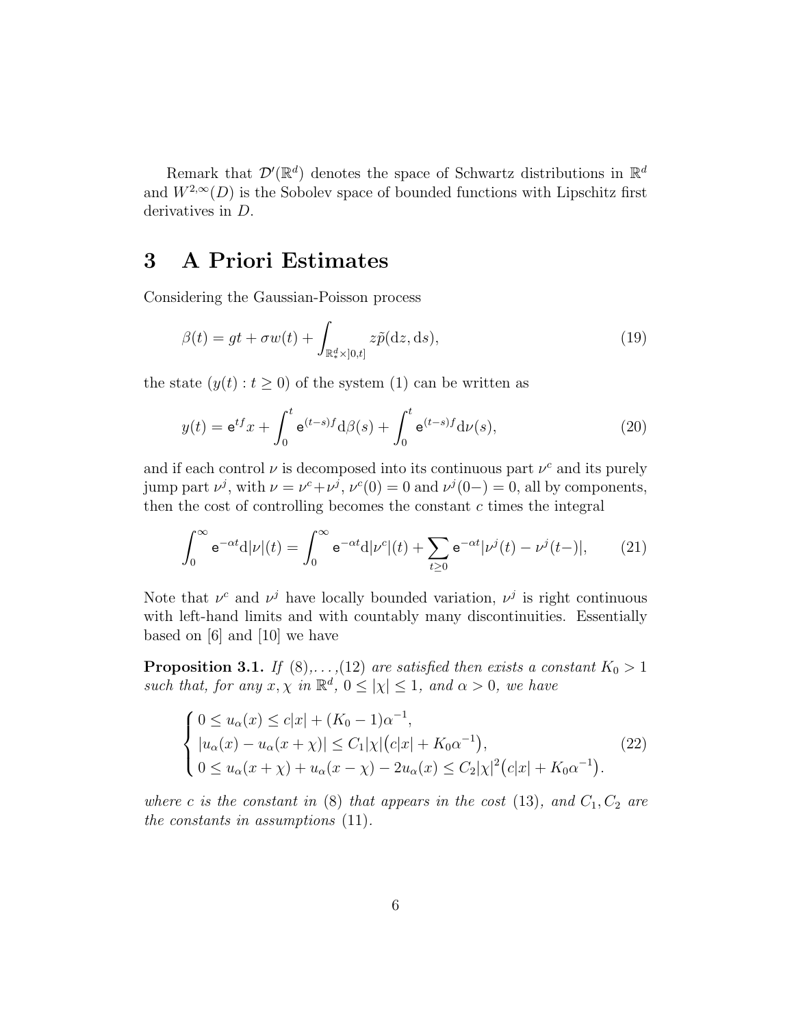Remark that $\mathcal{D}'(\mathbb{R}^d)$ denotes the space of Schwartz distributions in $\mathbb{R}^d$ and $W^{2,\infty}(D)$ is the Sobolev space of bounded functions with Lipschitz first derivatives in $D$.

## 3 A Priori Estimates

Considering the Gaussian-Poisson process

$$\beta(t) = gt + \sigma w(t) + \int_{\mathbb{R}^d_* \times ]0,t]} z \tilde{p}(\mathrm{d}z, \mathrm{d}s), \tag{19}$$

the state $(y(t) : t \geq 0)$ of the system (1) can be written as

$$y(t) = \mathsf{e}^{tf} x + \int_0^t \mathsf{e}^{(t-s)f} \mathrm{d}\beta(s) + \int_0^t \mathsf{e}^{(t-s)f} \mathrm{d}\nu(s), \tag{20}$$

and if each control $\nu$ is decomposed into its continuous part $\nu^c$ and its purely jump part $\nu^j$, with $\nu = \nu^c + \nu^j$, $\nu^c(0) = 0$ and $\nu^j(0-) = 0$, all by components, then the cost of controlling becomes the constant $c$ times the integral

$$\int_0^\infty \mathsf{e}^{-\alpha t} \mathrm{d}|\nu|(t) = \int_0^\infty \mathsf{e}^{-\alpha t} \mathrm{d}|\nu^c|(t) + \sum_{t \geq 0} \mathsf{e}^{-\alpha t} |\nu^j(t) - \nu^j(t-)|, \tag{21}$$

Note that $\nu^c$ and $\nu^j$ have locally bounded variation, $\nu^j$ is right continuous with left-hand limits and with countably many discontinuities. Essentially based on [6] and [10] we have

**Proposition 3.1.** *If* (8),...,(12) *are satisfied then exists a constant* $K_0 > 1$ *such that, for any* $x, \chi$ *in* $\mathbb{R}^d$, $0 \leq |\chi| \leq 1$, *and* $\alpha > 0$, *we have*

$$\begin{cases} 0 \leq u_\alpha(x) \leq c|x| + (K_0 - 1)\alpha^{-1}, \\ |u_\alpha(x) - u_\alpha(x + \chi)| \leq C_1 |\chi| \big( c|x| + K_0 \alpha^{-1} \big), \\ 0 \leq u_\alpha(x + \chi) + u_\alpha(x - \chi) - 2u_\alpha(x) \leq C_2 |\chi|^2 \big( c|x| + K_0 \alpha^{-1} \big). \end{cases} \tag{22}$$

*where* $c$ *is the constant in* (8) *that appears in the cost* (13), *and* $C_1, C_2$ *are the constants in assumptions* (11).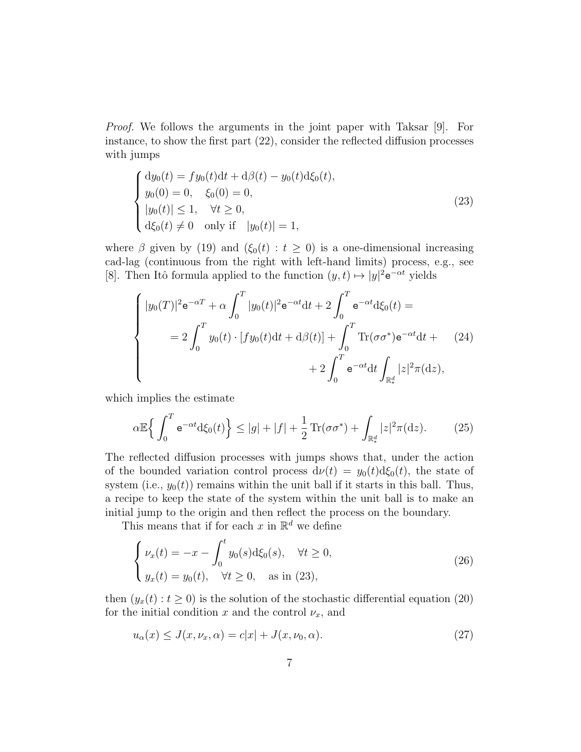*Proof.* We follows the arguments in the joint paper with Taksar [9]. For instance, to show the first part (22), consider the reflected diffusion processes with jumps

$$
\begin{cases}
\mathrm{d}y_0(t) = f y_0(t)\mathrm{d}t + \mathrm{d}\beta(t) - y_0(t)\mathrm{d}\xi_0(t), \\
y_0(0) = 0, \quad \xi_0(0) = 0, \\
|y_0(t)| \leq 1, \quad \forall t \geq 0, \\
\mathrm{d}\xi_0(t) \neq 0 \quad \text{only if} \quad |y_0(t)| = 1,
\end{cases}
\tag{23}
$$

where $\beta$ given by (19) and $(\xi_0(t) : t \geq 0)$ is a one-dimensional increasing cad-lag (continuous from the right with left-hand limits) process, e.g., see [8]. Then Itô formula applied to the function $(y, t) \mapsto |y|^2 \mathrm{e}^{-\alpha t}$ yields

$$
\begin{cases}
|y_0(T)|^2 \mathrm{e}^{-\alpha T} + \alpha \displaystyle\int_0^T |y_0(t)|^2 \mathrm{e}^{-\alpha t} \mathrm{d}t + 2 \int_0^T \mathrm{e}^{-\alpha t} \mathrm{d}\xi_0(t) = \\
\qquad = 2 \displaystyle\int_0^T y_0(t) \cdot [f y_0(t) \mathrm{d}t + \mathrm{d}\beta(t)] + \int_0^T \mathrm{Tr}(\sigma\sigma^*) \mathrm{e}^{-\alpha t} \mathrm{d}t + \\
\qquad\qquad\qquad\qquad + 2 \displaystyle\int_0^T \mathrm{e}^{-\alpha t} \mathrm{d}t \int_{\mathbb{R}^d_*} |z|^2 \pi(\mathrm{d}z),
\end{cases}
\tag{24}
$$

which implies the estimate

$$
\alpha \mathbb{E}\Big\{ \int_0^T \mathrm{e}^{-\alpha t} \mathrm{d}\xi_0(t) \Big\} \leq |g| + |f| + \frac{1}{2} \mathrm{Tr}(\sigma\sigma^*) + \int_{\mathbb{R}^d_*} |z|^2 \pi(\mathrm{d}z).
\tag{25}
$$

The reflected diffusion processes with jumps shows that, under the action of the bounded variation control process $\mathrm{d}\nu(t) = y_0(t)\mathrm{d}\xi_0(t)$, the state of system (i.e., $y_0(t)$) remains within the unit ball if it starts in this ball. Thus, a recipe to keep the state of the system within the unit ball is to make an initial jump to the origin and then reflect the process on the boundary.

This means that if for each $x$ in $\mathbb{R}^d$ we define

$$
\begin{cases}
\nu_x(t) = -x - \displaystyle\int_0^t y_0(s) \mathrm{d}\xi_0(s), \quad \forall t \geq 0, \\
y_x(t) = y_0(t), \quad \forall t \geq 0, \quad \text{as in (23)},
\end{cases}
\tag{26}
$$

then $(y_x(t) : t \geq 0)$ is the solution of the stochastic differential equation (20) for the initial condition $x$ and the control $\nu_x$, and

$$
u_\alpha(x) \leq J(x, \nu_x, \alpha) = c|x| + J(x, \nu_0, \alpha).
\tag{27}
$$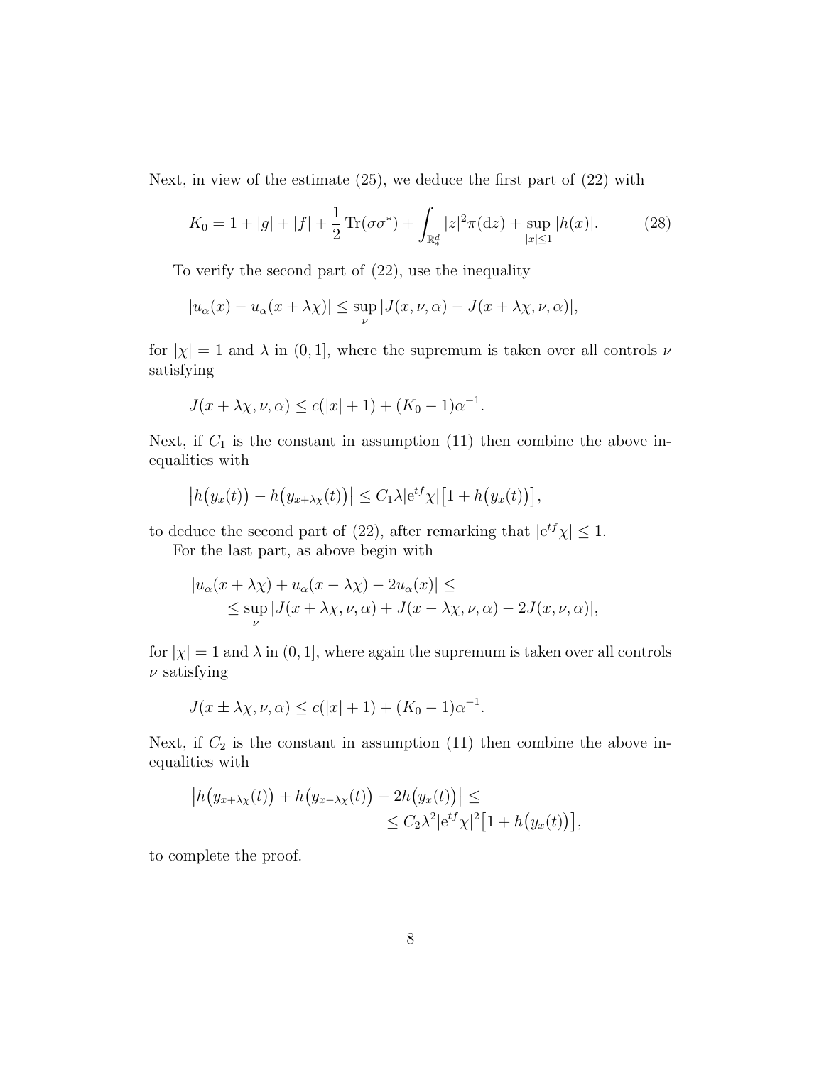Next, in view of the estimate (25), we deduce the first part of (22) with

$$K_0 = 1 + |g| + |f| + \frac{1}{2}\operatorname{Tr}(\sigma\sigma^*) + \int_{\mathbb{R}^d_*} |z|^2 \pi(\mathrm{d}z) + \sup_{|x|\leq 1} |h(x)|. \tag{28}$$

To verify the second part of (22), use the inequality

$$|u_\alpha(x) - u_\alpha(x + \lambda\chi)| \leq \sup_\nu |J(x, \nu, \alpha) - J(x + \lambda\chi, \nu, \alpha)|,$$

for $|\chi| = 1$ and $\lambda$ in $(0, 1]$, where the supremum is taken over all controls $\nu$ satisfying

$$J(x + \lambda\chi, \nu, \alpha) \leq c(|x| + 1) + (K_0 - 1)\alpha^{-1}.$$

Next, if $C_1$ is the constant in assumption (11) then combine the above inequalities with

$$\big|h\big(y_x(t)\big) - h\big(y_{x+\lambda\chi}(t)\big)\big| \leq C_1\lambda|\mathrm{e}^{tf}\chi|\big[1 + h\big(y_x(t)\big)\big],$$

to deduce the second part of (22), after remarking that $|\mathrm{e}^{tf}\chi| \leq 1$.

For the last part, as above begin with

$$\begin{aligned}|u_\alpha(x + \lambda\chi) + u_\alpha(x - \lambda\chi) - 2u_\alpha(x)| &\leq \\ &\leq \sup_\nu |J(x + \lambda\chi, \nu, \alpha) + J(x - \lambda\chi, \nu, \alpha) - 2J(x, \nu, \alpha)|,\end{aligned}$$

for $|\chi| = 1$ and $\lambda$ in $(0, 1]$, where again the supremum is taken over all controls $\nu$ satisfying

$$J(x \pm \lambda\chi, \nu, \alpha) \leq c(|x| + 1) + (K_0 - 1)\alpha^{-1}.$$

Next, if $C_2$ is the constant in assumption (11) then combine the above inequalities with

$$\begin{aligned}\big|h\big(y_{x+\lambda\chi}(t)\big) + h\big(y_{x-\lambda\chi}(t)\big) - 2h\big(y_x(t)\big)\big| &\leq \\ &\leq C_2\lambda^2|\mathrm{e}^{tf}\chi|^2\big[1 + h\big(y_x(t)\big)\big],\end{aligned}$$

to complete the proof. □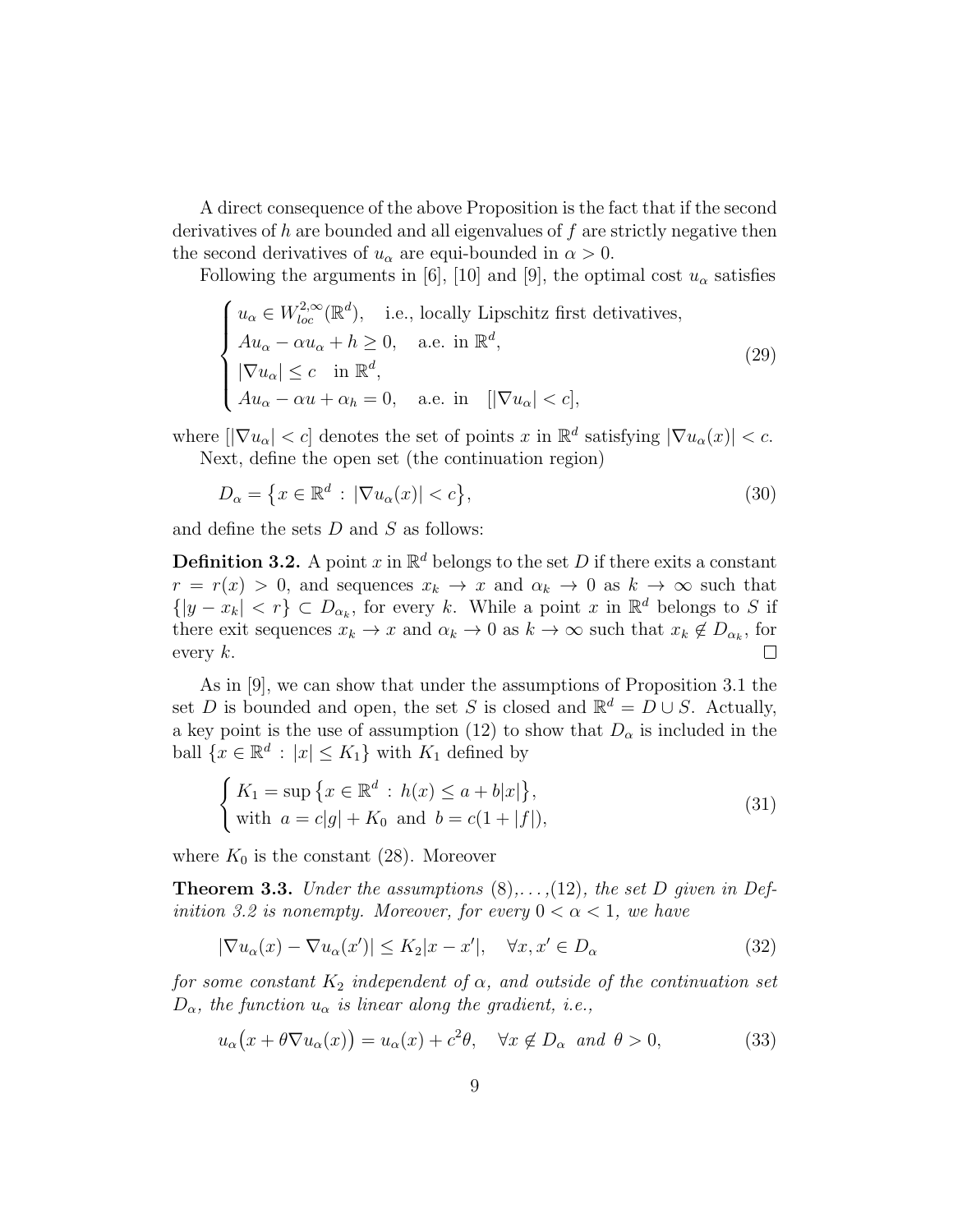A direct consequence of the above Proposition is the fact that if the second derivatives of $h$ are bounded and all eigenvalues of $f$ are strictly negative then the second derivatives of $u_\alpha$ are equi-bounded in $\alpha > 0$.

Following the arguments in [6], [10] and [9], the optimal cost $u_\alpha$ satisfies

$$
\begin{cases}
u_\alpha \in W^{2,\infty}_{loc}(\mathbb{R}^d), \quad \text{i.e., locally Lipschitz first detivatives,} \\
Au_\alpha - \alpha u_\alpha + h \geq 0, \quad \text{a.e. in } \mathbb{R}^d, \\
|\nabla u_\alpha| \leq c \quad \text{in } \mathbb{R}^d, \\
Au_\alpha - \alpha u + \alpha_h = 0, \quad \text{a.e. in } \quad [|\nabla u_\alpha| < c],
\end{cases}
\tag{29}
$$

where $[|\nabla u_\alpha| < c]$ denotes the set of points $x$ in $\mathbb{R}^d$ satisfying $|\nabla u_\alpha(x)| < c$.

Next, define the open set (the continuation region)

$$
D_\alpha = \{x \in \mathbb{R}^d \,:\, |\nabla u_\alpha(x)| < c\},
\tag{30}
$$

and define the sets $D$ and $S$ as follows:

**Definition 3.2.** A point $x$ in $\mathbb{R}^d$ belongs to the set $D$ if there exits a constant $r = r(x) > 0$, and sequences $x_k \to x$ and $\alpha_k \to 0$ as $k \to \infty$ such that $\{|y - x_k| < r\} \subset D_{\alpha_k}$, for every $k$. While a point $x$ in $\mathbb{R}^d$ belongs to $S$ if there exit sequences $x_k \to x$ and $\alpha_k \to 0$ as $k \to \infty$ such that $x_k \notin D_{\alpha_k}$, for every $k$. □

As in [9], we can show that under the assumptions of Proposition 3.1 the set $D$ is bounded and open, the set $S$ is closed and $\mathbb{R}^d = D \cup S$. Actually, a key point is the use of assumption (12) to show that $D_\alpha$ is included in the ball $\{x \in \mathbb{R}^d \,:\, |x| \leq K_1\}$ with $K_1$ defined by

$$
\begin{cases}
K_1 = \sup\{x \in \mathbb{R}^d \,:\, h(x) \leq a + b|x|\}, \\
\text{with } \ a = c|g| + K_0 \ \text{ and } \ b = c(1 + |f|),
\end{cases}
\tag{31}
$$

where $K_0$ is the constant (28). Moreover

**Theorem 3.3.** *Under the assumptions* (8),...,(12)*, the set $D$ given in Definition 3.2 is nonempty. Moreover, for every $0 < \alpha < 1$, we have*

$$
|\nabla u_\alpha(x) - \nabla u_\alpha(x')| \leq K_2|x - x'|, \quad \forall x, x' \in D_\alpha
\tag{32}
$$

*for some constant $K_2$ independent of $\alpha$, and outside of the continuation set $D_\alpha$, the function $u_\alpha$ is linear along the gradient, i.e.,*

$$
u_\alpha\big(x + \theta \nabla u_\alpha(x)\big) = u_\alpha(x) + c^2\theta, \quad \forall x \notin D_\alpha \ \text{ and } \ \theta > 0,
\tag{33}
$$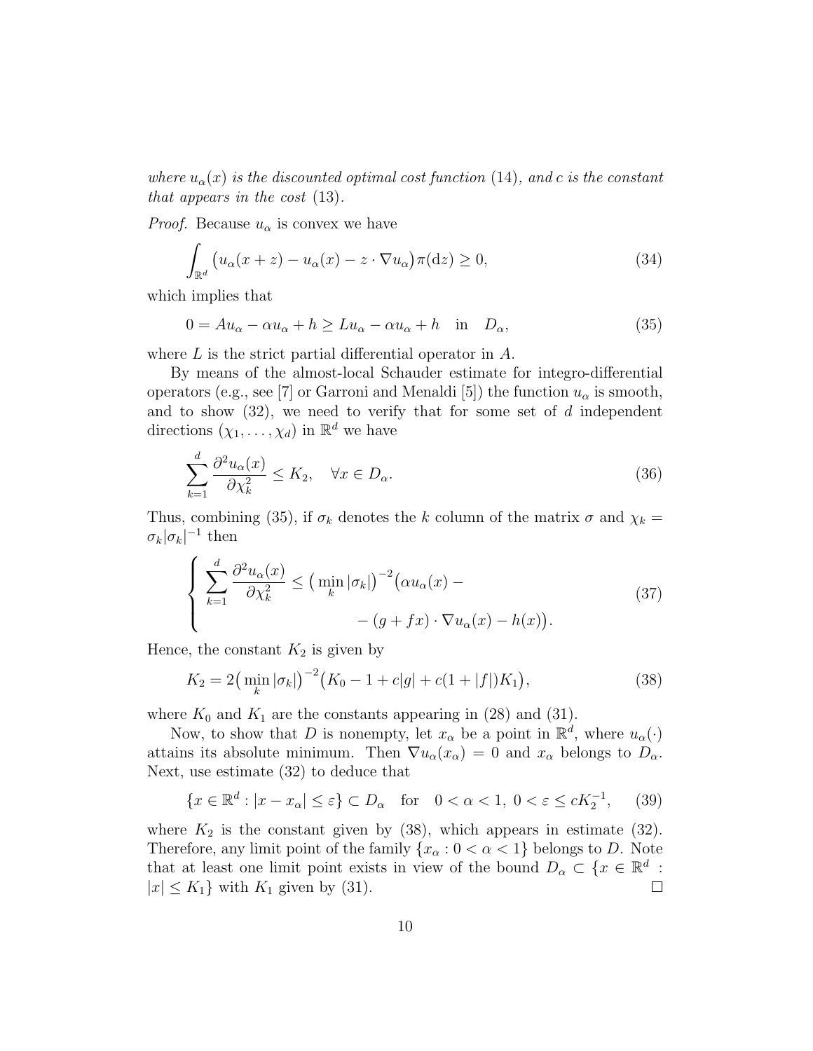*where $u_\alpha(x)$ is the discounted optimal cost function* (14)*, and $c$ is the constant that appears in the cost* (13)*.*

*Proof.* Because $u_\alpha$ is convex we have

$$\int_{\mathbb{R}^d} \big(u_\alpha(x+z) - u_\alpha(x) - z \cdot \nabla u_\alpha\big)\pi(\mathrm{d}z) \geq 0, \tag{34}$$

which implies that

$$0 = Au_\alpha - \alpha u_\alpha + h \geq Lu_\alpha - \alpha u_\alpha + h \quad \text{in} \quad D_\alpha, \tag{35}$$

where $L$ is the strict partial differential operator in $A$.

By means of the almost-local Schauder estimate for integro-differential operators (e.g., see [7] or Garroni and Menaldi [5]) the function $u_\alpha$ is smooth, and to show (32), we need to verify that for some set of $d$ independent directions $(\chi_1, \ldots, \chi_d)$ in $\mathbb{R}^d$ we have

$$\sum_{k=1}^{d} \frac{\partial^2 u_\alpha(x)}{\partial \chi_k^2} \leq K_2, \quad \forall x \in D_\alpha. \tag{36}$$

Thus, combining (35), if $\sigma_k$ denotes the $k$ column of the matrix $\sigma$ and $\chi_k = \sigma_k |\sigma_k|^{-1}$ then

$$\left\{ \begin{aligned} \sum_{k=1}^{d} \frac{\partial^2 u_\alpha(x)}{\partial \chi_k^2} \leq \big(\min_k |\sigma_k|\big)^{-2} \big(\alpha u_\alpha(x) - \\ - (g + fx) \cdot \nabla u_\alpha(x) - h(x)\big). \end{aligned} \right. \tag{37}$$

Hence, the constant $K_2$ is given by

$$K_2 = 2\big(\min_k |\sigma_k|\big)^{-2} \big(K_0 - 1 + c|g| + c(1 + |f|)K_1\big), \tag{38}$$

where $K_0$ and $K_1$ are the constants appearing in (28) and (31).

Now, to show that $D$ is nonempty, let $x_\alpha$ be a point in $\mathbb{R}^d$, where $u_\alpha(\cdot)$ attains its absolute minimum. Then $\nabla u_\alpha(x_\alpha) = 0$ and $x_\alpha$ belongs to $D_\alpha$. Next, use estimate (32) to deduce that

$$\{x \in \mathbb{R}^d : |x - x_\alpha| \leq \varepsilon\} \subset D_\alpha \quad \text{for} \quad 0 < \alpha < 1, \ 0 < \varepsilon \leq cK_2^{-1}, \tag{39}$$

where $K_2$ is the constant given by (38), which appears in estimate (32). Therefore, any limit point of the family $\{x_\alpha : 0 < \alpha < 1\}$ belongs to $D$. Note that at least one limit point exists in view of the bound $D_\alpha \subset \{x \in \mathbb{R}^d : |x| \leq K_1\}$ with $K_1$ given by (31). $\square$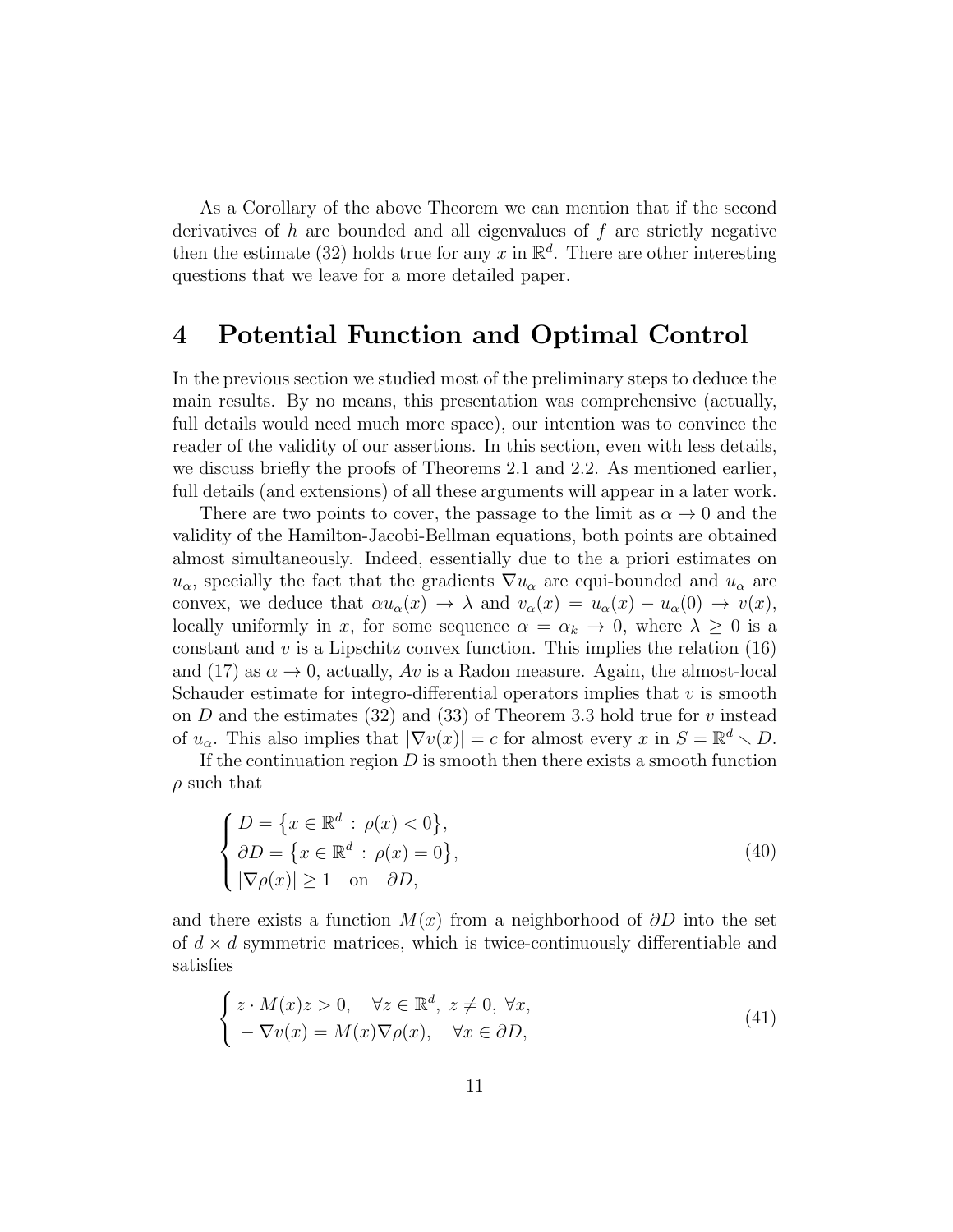As a Corollary of the above Theorem we can mention that if the second derivatives of $h$ are bounded and all eigenvalues of $f$ are strictly negative then the estimate (32) holds true for any $x$ in $\mathbb{R}^d$. There are other interesting questions that we leave for a more detailed paper.

# 4 Potential Function and Optimal Control

In the previous section we studied most of the preliminary steps to deduce the main results. By no means, this presentation was comprehensive (actually, full details would need much more space), our intention was to convince the reader of the validity of our assertions. In this section, even with less details, we discuss briefly the proofs of Theorems 2.1 and 2.2. As mentioned earlier, full details (and extensions) of all these arguments will appear in a later work.

There are two points to cover, the passage to the limit as $\alpha \to 0$ and the validity of the Hamilton-Jacobi-Bellman equations, both points are obtained almost simultaneously. Indeed, essentially due to the a priori estimates on $u_\alpha$, specially the fact that the gradients $\nabla u_\alpha$ are equi-bounded and $u_\alpha$ are convex, we deduce that $\alpha u_\alpha(x) \to \lambda$ and $v_\alpha(x) = u_\alpha(x) - u_\alpha(0) \to v(x)$, locally uniformly in $x$, for some sequence $\alpha = \alpha_k \to 0$, where $\lambda \geq 0$ is a constant and $v$ is a Lipschitz convex function. This implies the relation (16) and (17) as $\alpha \to 0$, actually, $Av$ is a Radon measure. Again, the almost-local Schauder estimate for integro-differential operators implies that $v$ is smooth on $D$ and the estimates (32) and (33) of Theorem 3.3 hold true for $v$ instead of $u_\alpha$. This also implies that $|\nabla v(x)| = c$ for almost every $x$ in $S = \mathbb{R}^d \smallsetminus D$.

If the continuation region $D$ is smooth then there exists a smooth function $\rho$ such that

$$
\begin{cases} D = \big\{x \in \mathbb{R}^d \,:\, \rho(x) < 0\big\}, \\ \partial D = \big\{x \in \mathbb{R}^d \,:\, \rho(x) = 0\big\}, \\ |\nabla \rho(x)| \geq 1 \quad \text{on} \quad \partial D, \end{cases} \tag{40}
$$

and there exists a function $M(x)$ from a neighborhood of $\partial D$ into the set of $d \times d$ symmetric matrices, which is twice-continuously differentiable and satisfies

$$
\begin{cases} z \cdot M(x) z > 0, \quad \forall z \in \mathbb{R}^d,\ z \neq 0,\ \forall x, \\ -\nabla v(x) = M(x) \nabla \rho(x), \quad \forall x \in \partial D, \end{cases} \tag{41}
$$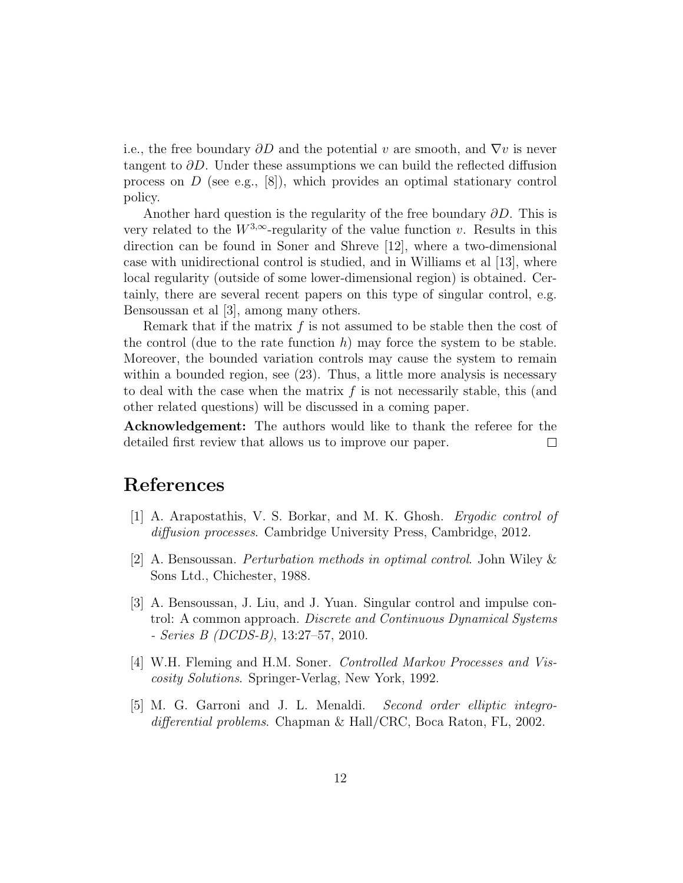i.e., the free boundary $\partial D$ and the potential $v$ are smooth, and $\nabla v$ is never tangent to $\partial D$. Under these assumptions we can build the reflected diffusion process on $D$ (see e.g., [8]), which provides an optimal stationary control policy.

Another hard question is the regularity of the free boundary $\partial D$. This is very related to the $W^{3,\infty}$-regularity of the value function $v$. Results in this direction can be found in Soner and Shreve [12], where a two-dimensional case with unidirectional control is studied, and in Williams et al [13], where local regularity (outside of some lower-dimensional region) is obtained. Certainly, there are several recent papers on this type of singular control, e.g. Bensoussan et al [3], among many others.

Remark that if the matrix $f$ is not assumed to be stable then the cost of the control (due to the rate function $h$) may force the system to be stable. Moreover, the bounded variation controls may cause the system to remain within a bounded region, see (23). Thus, a little more analysis is necessary to deal with the case when the matrix $f$ is not necessarily stable, this (and other related questions) will be discussed in a coming paper.

**Acknowledgement:** The authors would like to thank the referee for the detailed first review that allows us to improve our paper. □

# References

[1] A. Arapostathis, V. S. Borkar, and M. K. Ghosh. *Ergodic control of diffusion processes*. Cambridge University Press, Cambridge, 2012.

[2] A. Bensoussan. *Perturbation methods in optimal control*. John Wiley & Sons Ltd., Chichester, 1988.

[3] A. Bensoussan, J. Liu, and J. Yuan. Singular control and impulse control: A common approach. *Discrete and Continuous Dynamical Systems - Series B (DCDS-B)*, 13:27–57, 2010.

[4] W.H. Fleming and H.M. Soner. *Controlled Markov Processes and Viscosity Solutions*. Springer-Verlag, New York, 1992.

[5] M. G. Garroni and J. L. Menaldi. *Second order elliptic integro-differential problems*. Chapman & Hall/CRC, Boca Raton, FL, 2002.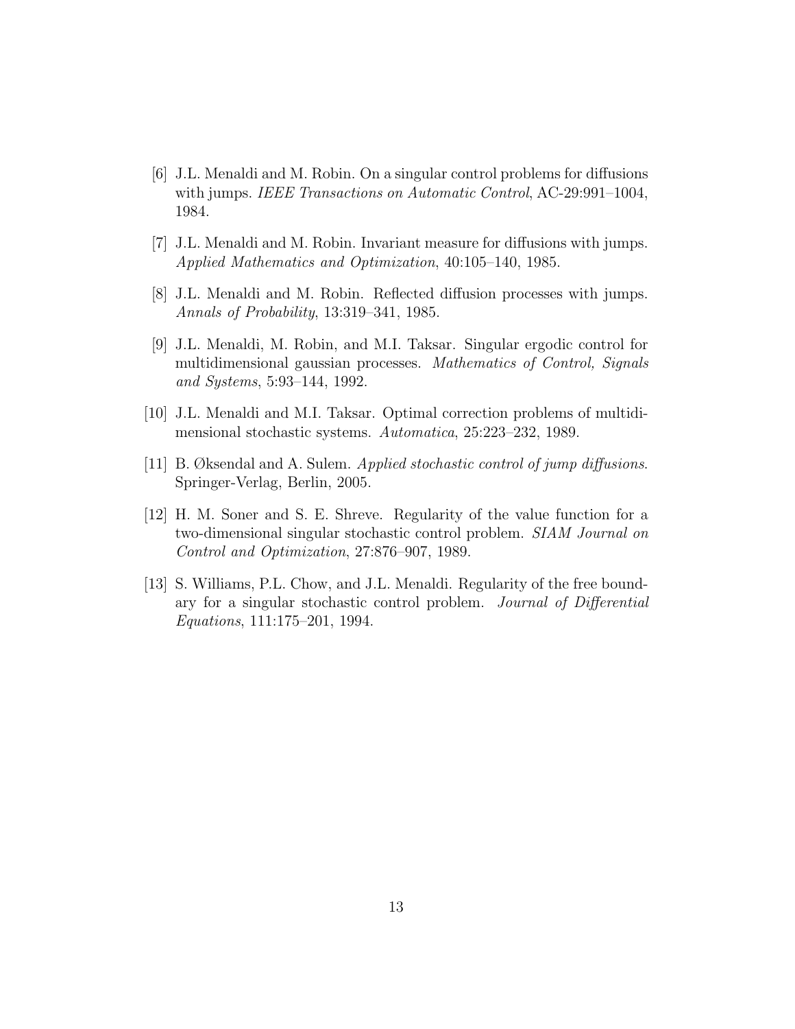[6] J.L. Menaldi and M. Robin. On a singular control problems for diffusions with jumps. *IEEE Transactions on Automatic Control*, AC-29:991–1004, 1984.

[7] J.L. Menaldi and M. Robin. Invariant measure for diffusions with jumps. *Applied Mathematics and Optimization*, 40:105–140, 1985.

[8] J.L. Menaldi and M. Robin. Reflected diffusion processes with jumps. *Annals of Probability*, 13:319–341, 1985.

[9] J.L. Menaldi, M. Robin, and M.I. Taksar. Singular ergodic control for multidimensional gaussian processes. *Mathematics of Control, Signals and Systems*, 5:93–144, 1992.

[10] J.L. Menaldi and M.I. Taksar. Optimal correction problems of multidimensional stochastic systems. *Automatica*, 25:223–232, 1989.

[11] B. Øksendal and A. Sulem. *Applied stochastic control of jump diffusions*. Springer-Verlag, Berlin, 2005.

[12] H. M. Soner and S. E. Shreve. Regularity of the value function for a two-dimensional singular stochastic control problem. *SIAM Journal on Control and Optimization*, 27:876–907, 1989.

[13] S. Williams, P.L. Chow, and J.L. Menaldi. Regularity of the free boundary for a singular stochastic control problem. *Journal of Differential Equations*, 111:175–201, 1994.